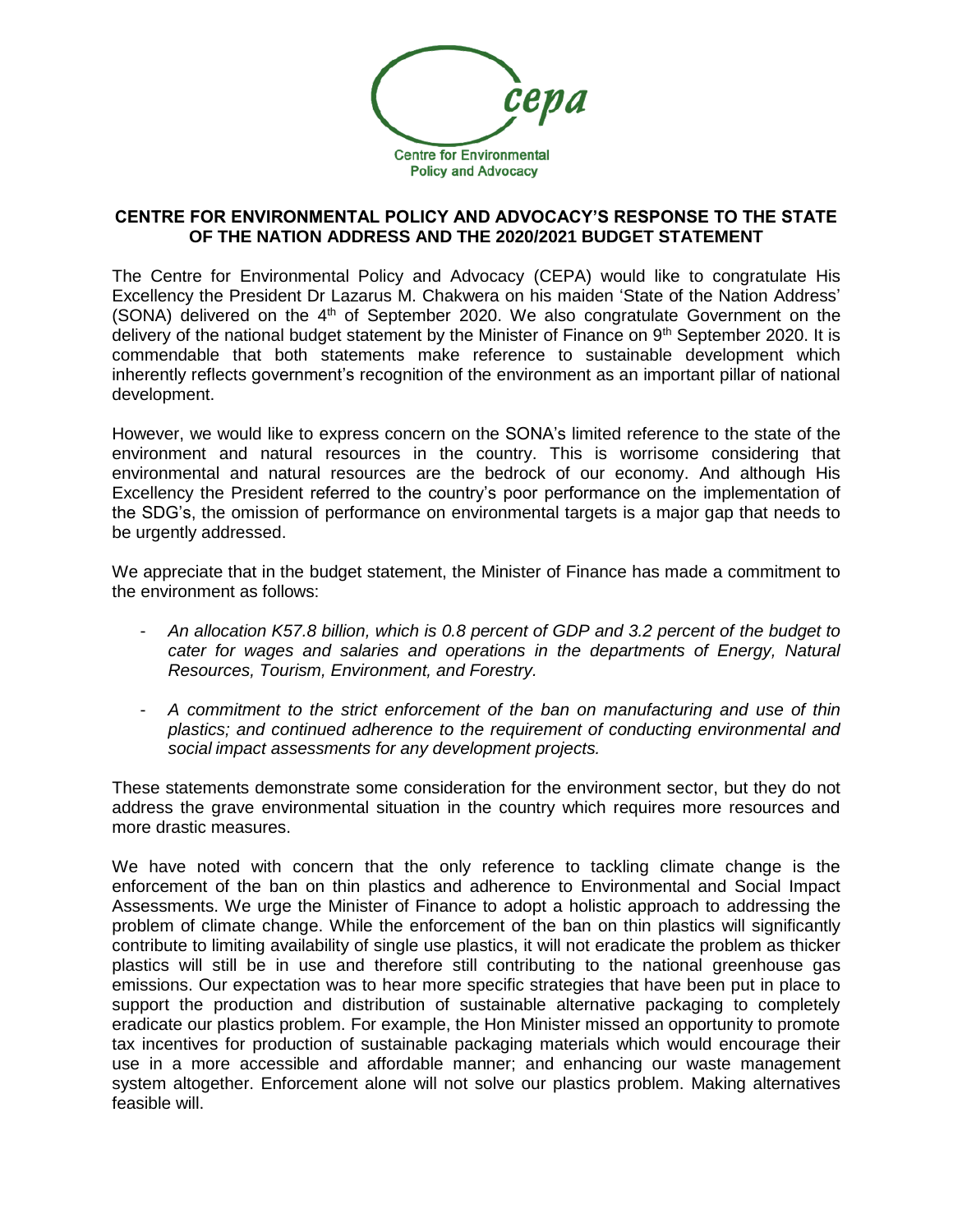cepa

Centre for Environmental Policy and Advocacy

## CENTRE FOR ENVIRONMENTAL POLICY AND ADVOCACY'S RESPONSE TO THE STATE OF THE NATION ADDRESS AND THE 2020/2021 BUDGET STATEMENT

The Centre for Environmental Policy and Advocacy (CEPA) would like to congratulate His Excellency the President Dr Lazarus M. Chakwera on his maiden 'State of the Nation Address' (SONA) delivered on the 4th of September 2020. We also congratulate Government on the delivery of the national budget statement by the Minister of Finance on 9th September 2020. It is commendable that both statements make reference to sustainable development which inherently reflects government's recognition of the environment as an important pillar of national development.

However, we would like to express concern on the SONA's limited reference to the state of the environment and natural resources in the country. This is worrisome considering that environmental and natural resources are the bedrock of our economy. And although His Excellency the President referred to the country's poor performance on the implementation of the SDG's, the omission of performance on environmental targets is a major gap that needs to be urgently addressed.

We appreciate that in the budget statement, the Minister of Finance has made a commitment to the environment as follows:

- *An allocation K57.8 billion, which is 0.8 percent of GDP and 3.2 percent of the budget to cater for wages and salaries and operations in the departments of Energy, Natural Resources, Tourism, Environment, and Forestry.*
- *A commitment to the strict enforcement of the ban on manufacturing and use of thin plastics; and continued adherence to the requirement of conducting environmental and social impact assessments for any development projects.*

These statements demonstrate some consideration for the environment sector, but they do not address the grave environmental situation in the country which requires more resources and more drastic measures.

We have noted with concern that the only reference to tackling climate change is the enforcement of the ban on thin plastics and adherence to Environmental and Social Impact Assessments. We urge the Minister of Finance to adopt a holistic approach to addressing the problem of climate change. While the enforcement of the ban on thin plastics will significantly contribute to limiting availability of single use plastics, it will not eradicate the problem as thicker plastics will still be in use and therefore still contributing to the national greenhouse gas emissions. Our expectation was to hear more specific strategies that have been put in place to support the production and distribution of sustainable alternative packaging to completely eradicate our plastics problem. For example, the Hon Minister missed an opportunity to promote tax incentives for production of sustainable packaging materials which would encourage their use in a more accessible and affordable manner; and enhancing our waste management system altogether. Enforcement alone will not solve our plastics problem. Making alternatives feasible will.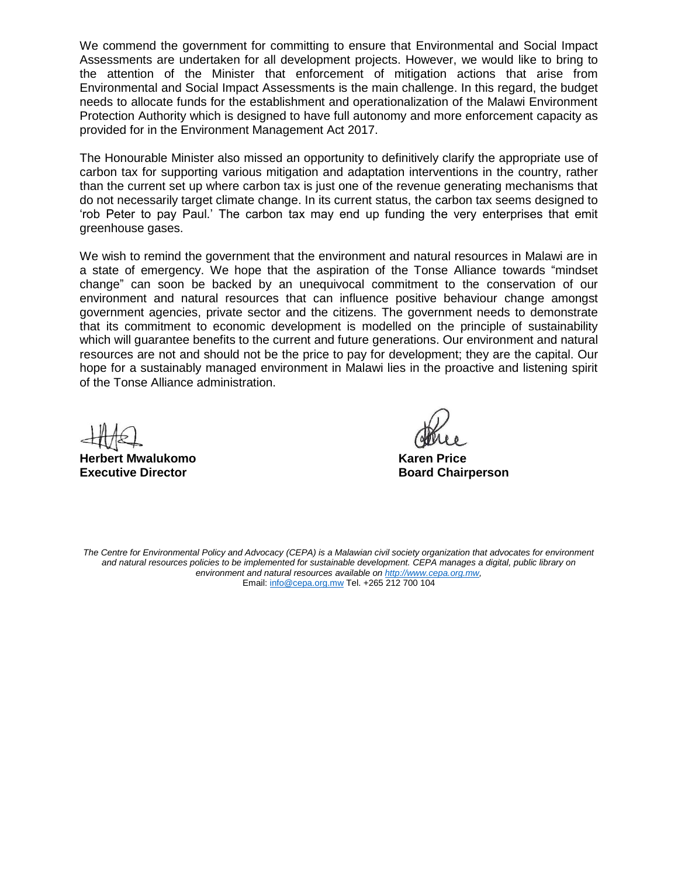We commend the government for committing to ensure that Environmental and Social Impact Assessments are undertaken for all development projects. However, we would like to bring to the attention of the Minister that enforcement of mitigation actions that arise from Environmental and Social Impact Assessments is the main challenge. In this regard, the budget needs to allocate funds for the establishment and operationalization of the Malawi Environment Protection Authority which is designed to have full autonomy and more enforcement capacity as provided for in the Environment Management Act 2017.

The Honourable Minister also missed an opportunity to definitively clarify the appropriate use of carbon tax for supporting various mitigation and adaptation interventions in the country, rather than the current set up where carbon tax is just one of the revenue generating mechanisms that do not necessarily target climate change. In its current status, the carbon tax seems designed to 'rob Peter to pay Paul.' The carbon tax may end up funding the very enterprises that emit greenhouse gases.

We wish to remind the government that the environment and natural resources in Malawi are in a state of emergency. We hope that the aspiration of the Tonse Alliance towards "mindset change" can soon be backed by an unequivocal commitment to the conservation of our environment and natural resources that can influence positive behaviour change amongst government agencies, private sector and the citizens. The government needs to demonstrate that its commitment to economic development is modelled on the principle of sustainability which will guarantee benefits to the current and future generations. Our environment and natural resources are not and should not be the price to pay for development; they are the capital. Our hope for a sustainably managed environment in Malawi lies in the proactive and listening spirit of the Tonse Alliance administration.

**Herbert Mwalukomo**
**Executive Director**

**Karen Price**
**Board Chairperson**

*The Centre for Environmental Policy and Advocacy (CEPA) is a Malawian civil society organization that advocates for environment and natural resources policies to be implemented for sustainable development. CEPA manages a digital, public library on environment and natural resources available on [http://www.cepa.org.mw](http://www.cepa.org.mw),*
Email: [info@cepa.org.mw](mailto:info@cepa.org.mw) Tel. +265 212 700 104